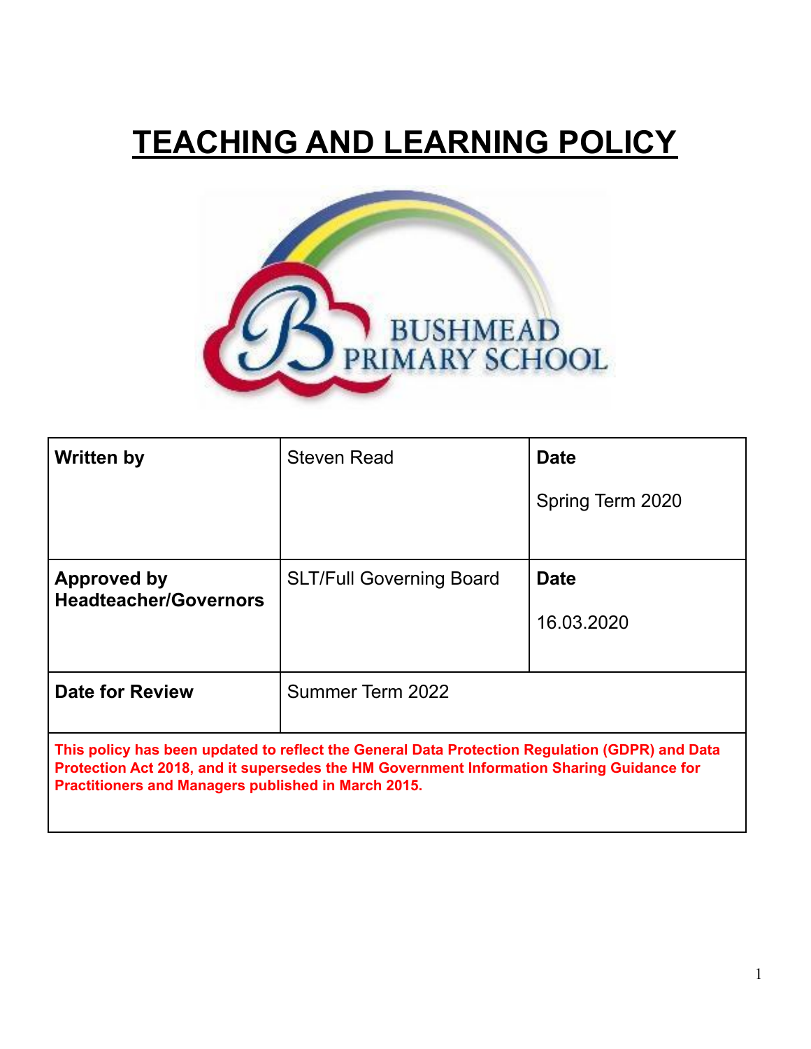# TEACHING AND LEARNING POLICY

BUSHMEAD PRIMARY SCHOOL

| Written by | Steven Read | Date<br><br>Spring Term 2020 |
|---|---|---|
| Approved by Headteacher/Governors | SLT/Full Governing Board | Date<br><br>16.03.2020 |
| Date for Review | Summer Term 2022 | |
| **This policy has been updated to reflect the General Data Protection Regulation (GDPR) and Data Protection Act 2018, and it supersedes the HM Government Information Sharing Guidance for Practitioners and Managers published in March 2015.** | | |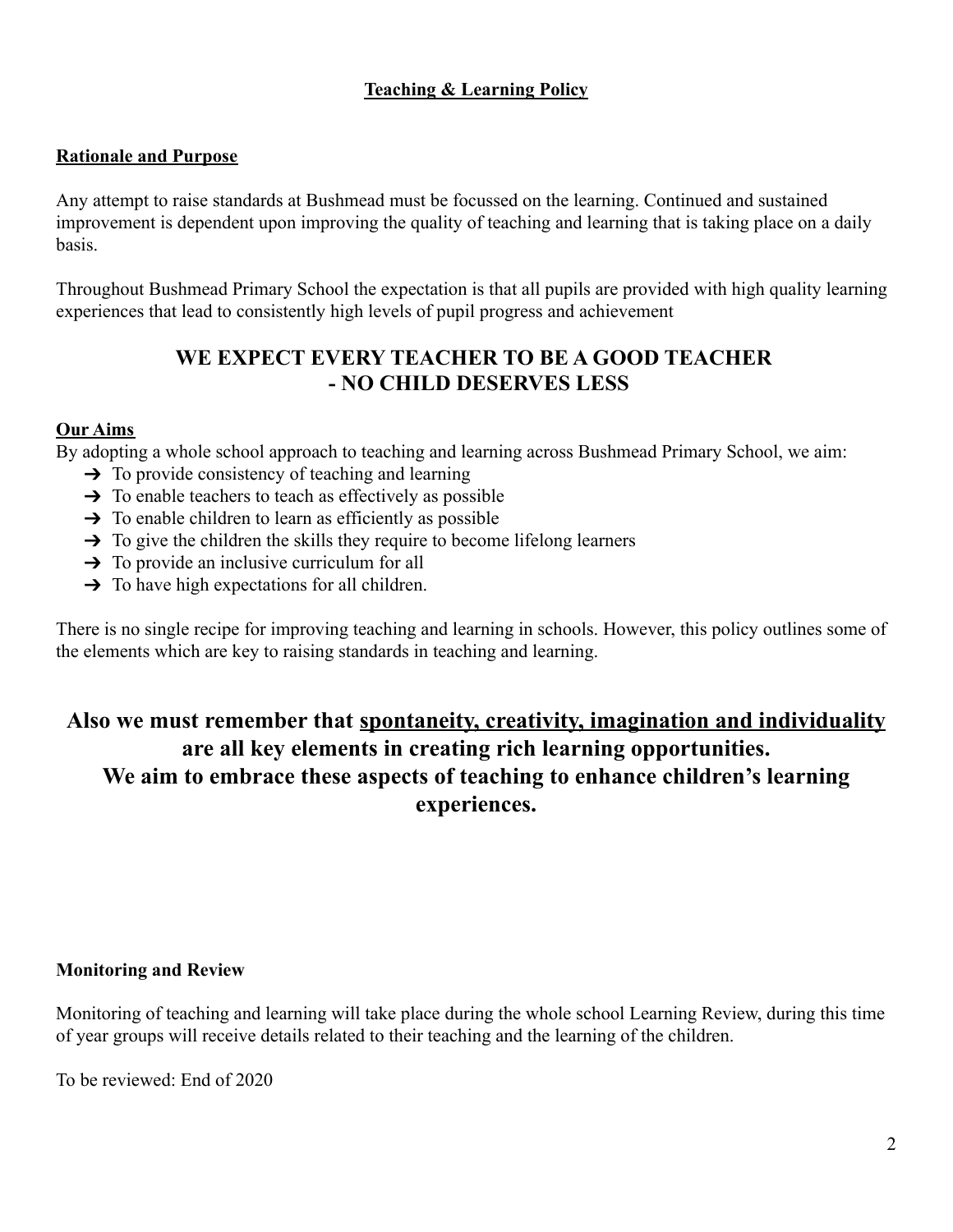# Teaching & Learning Policy

## Rationale and Purpose

Any attempt to raise standards at Bushmead must be focussed on the learning. Continued and sustained improvement is dependent upon improving the quality of teaching and learning that is taking place on a daily basis.

Throughout Bushmead Primary School the expectation is that all pupils are provided with high quality learning experiences that lead to consistently high levels of pupil progress and achievement

**WE EXPECT EVERY TEACHER TO BE A GOOD TEACHER - NO CHILD DESERVES LESS**

## Our Aims

By adopting a whole school approach to teaching and learning across Bushmead Primary School, we aim:

- To provide consistency of teaching and learning
- To enable teachers to teach as effectively as possible
- To enable children to learn as efficiently as possible
- To give the children the skills they require to become lifelong learners
- To provide an inclusive curriculum for all
- To have high expectations for all children.

There is no single recipe for improving teaching and learning in schools. However, this policy outlines some of the elements which are key to raising standards in teaching and learning.

**Also we must remember that <u>spontaneity, creativity, imagination and individuality</u> are all key elements in creating rich learning opportunities. We aim to embrace these aspects of teaching to enhance children's learning experiences.**

## Monitoring and Review

Monitoring of teaching and learning will take place during the whole school Learning Review, during this time of year groups will receive details related to their teaching and the learning of the children.

To be reviewed: End of 2020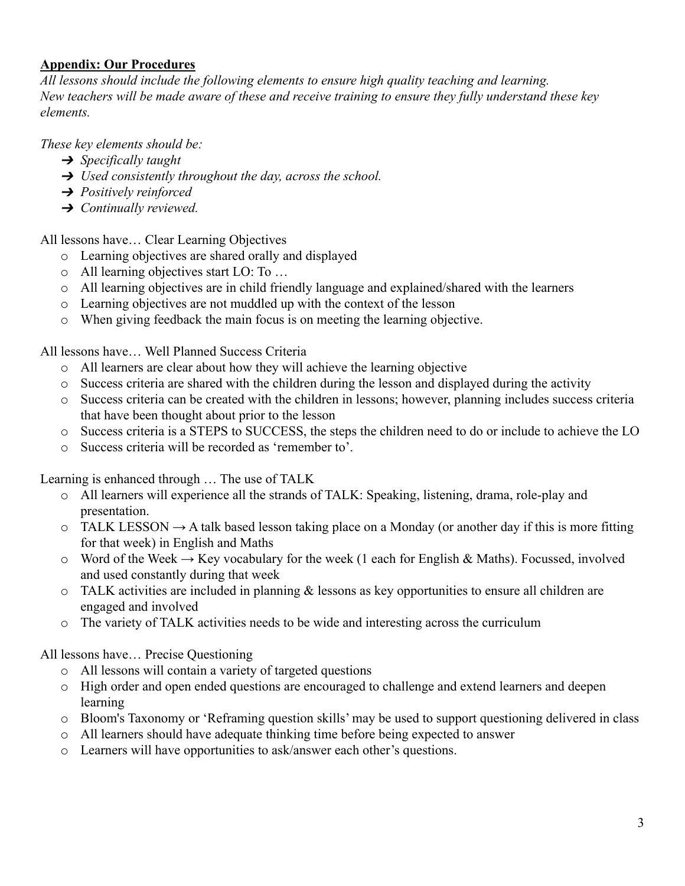**Appendix: Our Procedures**

*All lessons should include the following elements to ensure high quality teaching and learning. New teachers will be made aware of these and receive training to ensure they fully understand these key elements.*

*These key elements should be:*

- ➔ *Specifically taught*
- ➔ *Used consistently throughout the day, across the school.*
- ➔ *Positively reinforced*
- ➔ *Continually reviewed.*

All lessons have… Clear Learning Objectives

- o Learning objectives are shared orally and displayed
- o All learning objectives start LO: To …
- o All learning objectives are in child friendly language and explained/shared with the learners
- o Learning objectives are not muddled up with the context of the lesson
- o When giving feedback the main focus is on meeting the learning objective.

All lessons have… Well Planned Success Criteria

- o All learners are clear about how they will achieve the learning objective
- o Success criteria are shared with the children during the lesson and displayed during the activity
- o Success criteria can be created with the children in lessons; however, planning includes success criteria that have been thought about prior to the lesson
- o Success criteria is a STEPS to SUCCESS, the steps the children need to do or include to achieve the LO
- o Success criteria will be recorded as 'remember to'.

Learning is enhanced through … The use of TALK

- o All learners will experience all the strands of TALK: Speaking, listening, drama, role-play and presentation.
- o TALK LESSON → A talk based lesson taking place on a Monday (or another day if this is more fitting for that week) in English and Maths
- o Word of the Week → Key vocabulary for the week (1 each for English & Maths). Focussed, involved and used constantly during that week
- o TALK activities are included in planning & lessons as key opportunities to ensure all children are engaged and involved
- o The variety of TALK activities needs to be wide and interesting across the curriculum

All lessons have… Precise Questioning

- o All lessons will contain a variety of targeted questions
- o High order and open ended questions are encouraged to challenge and extend learners and deepen learning
- o Bloom's Taxonomy or 'Reframing question skills' may be used to support questioning delivered in class
- o All learners should have adequate thinking time before being expected to answer
- o Learners will have opportunities to ask/answer each other's questions.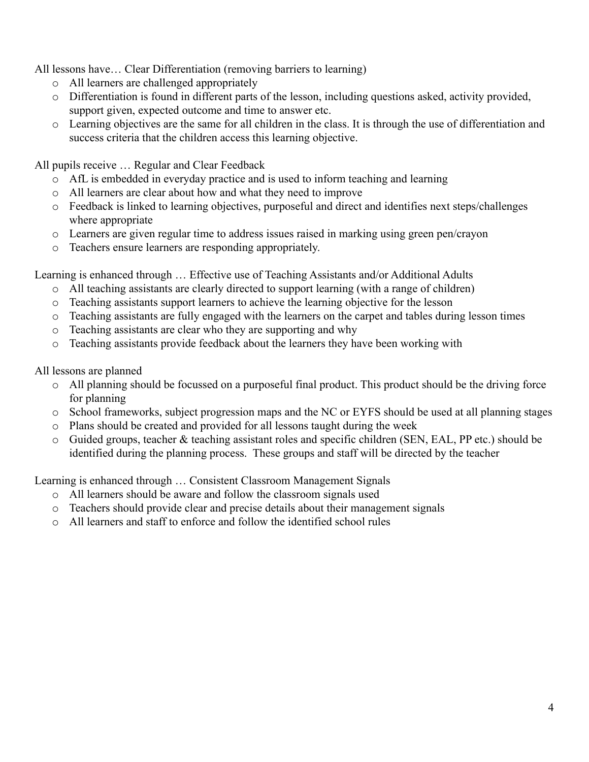All lessons have… Clear Differentiation (removing barriers to learning)

- All learners are challenged appropriately
- Differentiation is found in different parts of the lesson, including questions asked, activity provided, support given, expected outcome and time to answer etc.
- Learning objectives are the same for all children in the class. It is through the use of differentiation and success criteria that the children access this learning objective.

All pupils receive … Regular and Clear Feedback

- AfL is embedded in everyday practice and is used to inform teaching and learning
- All learners are clear about how and what they need to improve
- Feedback is linked to learning objectives, purposeful and direct and identifies next steps/challenges where appropriate
- Learners are given regular time to address issues raised in marking using green pen/crayon
- Teachers ensure learners are responding appropriately.

Learning is enhanced through … Effective use of Teaching Assistants and/or Additional Adults

- All teaching assistants are clearly directed to support learning (with a range of children)
- Teaching assistants support learners to achieve the learning objective for the lesson
- Teaching assistants are fully engaged with the learners on the carpet and tables during lesson times
- Teaching assistants are clear who they are supporting and why
- Teaching assistants provide feedback about the learners they have been working with

All lessons are planned

- All planning should be focussed on a purposeful final product. This product should be the driving force for planning
- School frameworks, subject progression maps and the NC or EYFS should be used at all planning stages
- Plans should be created and provided for all lessons taught during the week
- Guided groups, teacher & teaching assistant roles and specific children (SEN, EAL, PP etc.) should be identified during the planning process. These groups and staff will be directed by the teacher

Learning is enhanced through … Consistent Classroom Management Signals

- All learners should be aware and follow the classroom signals used
- Teachers should provide clear and precise details about their management signals
- All learners and staff to enforce and follow the identified school rules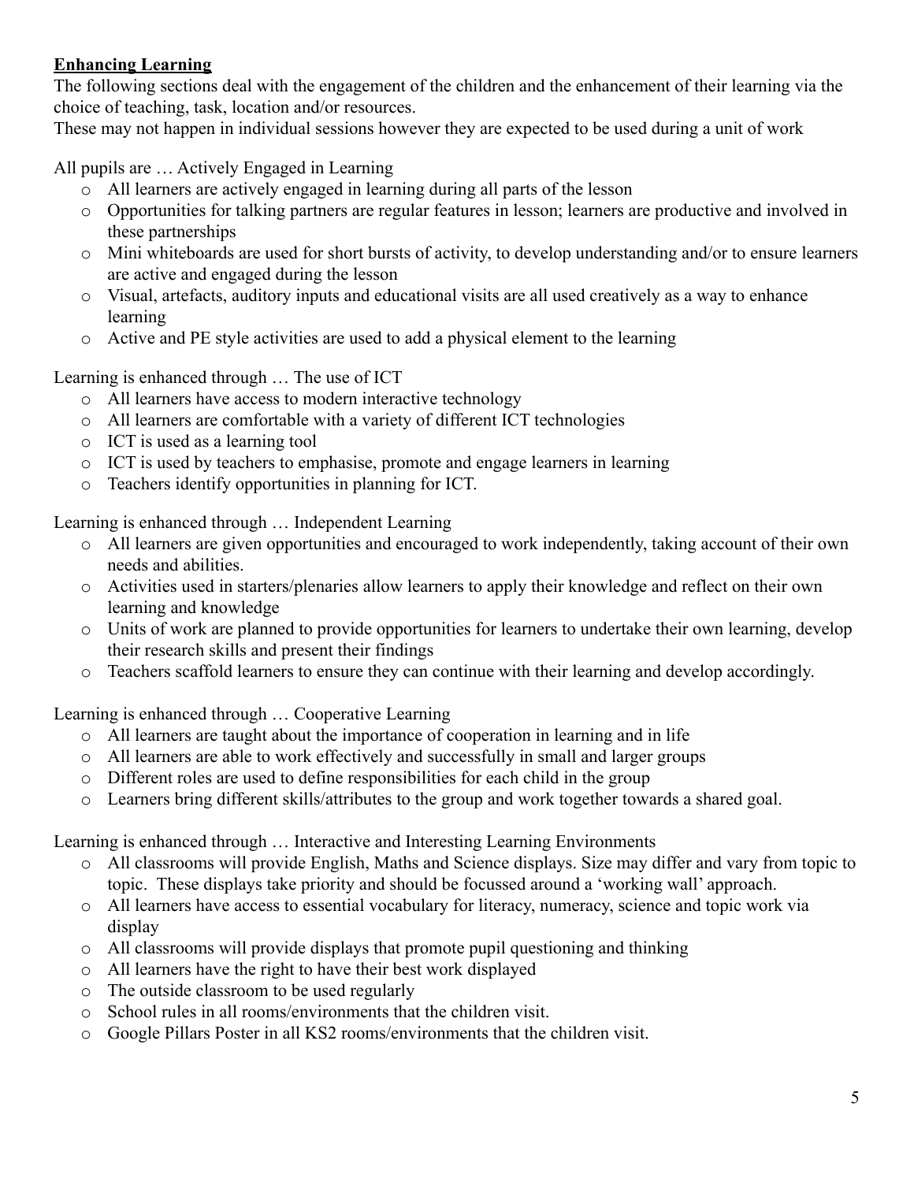## Enhancing Learning

The following sections deal with the engagement of the children and the enhancement of their learning via the choice of teaching, task, location and/or resources.
These may not happen in individual sessions however they are expected to be used during a unit of work

All pupils are … Actively Engaged in Learning

- All learners are actively engaged in learning during all parts of the lesson
- Opportunities for talking partners are regular features in lesson; learners are productive and involved in these partnerships
- Mini whiteboards are used for short bursts of activity, to develop understanding and/or to ensure learners are active and engaged during the lesson
- Visual, artefacts, auditory inputs and educational visits are all used creatively as a way to enhance learning
- Active and PE style activities are used to add a physical element to the learning

Learning is enhanced through … The use of ICT

- All learners have access to modern interactive technology
- All learners are comfortable with a variety of different ICT technologies
- ICT is used as a learning tool
- ICT is used by teachers to emphasise, promote and engage learners in learning
- Teachers identify opportunities in planning for ICT.

Learning is enhanced through … Independent Learning

- All learners are given opportunities and encouraged to work independently, taking account of their own needs and abilities.
- Activities used in starters/plenaries allow learners to apply their knowledge and reflect on their own learning and knowledge
- Units of work are planned to provide opportunities for learners to undertake their own learning, develop their research skills and present their findings
- Teachers scaffold learners to ensure they can continue with their learning and develop accordingly.

Learning is enhanced through … Cooperative Learning

- All learners are taught about the importance of cooperation in learning and in life
- All learners are able to work effectively and successfully in small and larger groups
- Different roles are used to define responsibilities for each child in the group
- Learners bring different skills/attributes to the group and work together towards a shared goal.

Learning is enhanced through … Interactive and Interesting Learning Environments

- All classrooms will provide English, Maths and Science displays. Size may differ and vary from topic to topic. These displays take priority and should be focussed around a 'working wall' approach.
- All learners have access to essential vocabulary for literacy, numeracy, science and topic work via display
- All classrooms will provide displays that promote pupil questioning and thinking
- All learners have the right to have their best work displayed
- The outside classroom to be used regularly
- School rules in all rooms/environments that the children visit.
- Google Pillars Poster in all KS2 rooms/environments that the children visit.